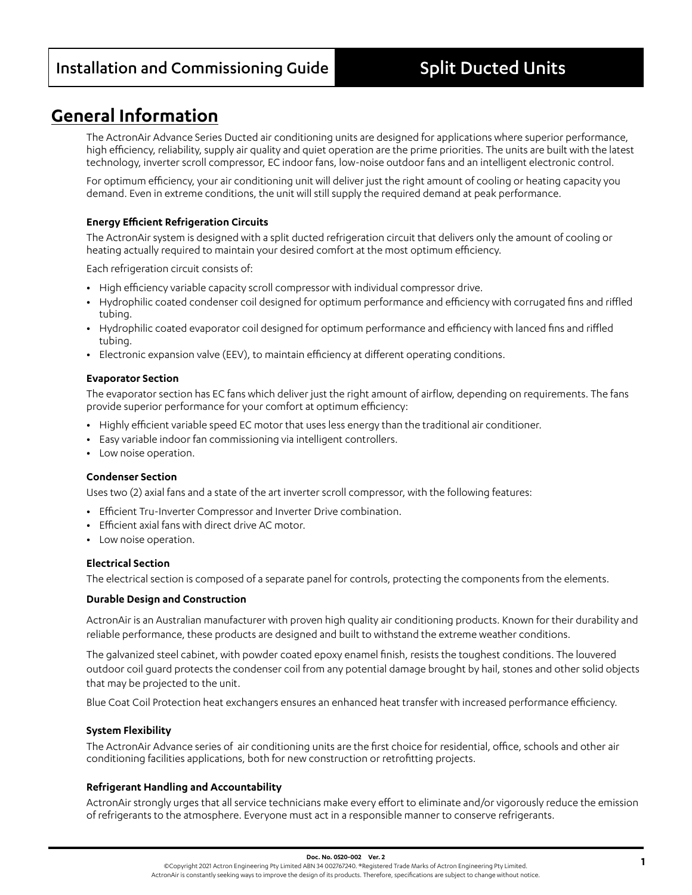# Installation and Commissioning Guide — Split Ducted Units

## General Information

The ActronAir Advance Series Ducted air conditioning units are designed for applications where superior performance, high efficiency, reliability, supply air quality and quiet operation are the prime priorities. The units are built with the latest technology, inverter scroll compressor, EC indoor fans, low-noise outdoor fans and an intelligent electronic control.

For optimum efficiency, your air conditioning unit will deliver just the right amount of cooling or heating capacity you demand. Even in extreme conditions, the unit will still supply the required demand at peak performance.

**Energy Efficient Refrigeration Circuits**

The ActronAir system is designed with a split ducted refrigeration circuit that delivers only the amount of cooling or heating actually required to maintain your desired comfort at the most optimum efficiency.

Each refrigeration circuit consists of:

- High efficiency variable capacity scroll compressor with individual compressor drive.
- Hydrophilic coated condenser coil designed for optimum performance and efficiency with corrugated fins and riffled tubing.
- Hydrophilic coated evaporator coil designed for optimum performance and efficiency with lanced fins and riffled tubing.
- Electronic expansion valve (EEV), to maintain efficiency at different operating conditions.

**Evaporator Section**

The evaporator section has EC fans which deliver just the right amount of airflow, depending on requirements. The fans provide superior performance for your comfort at optimum efficiency:

- Highly efficient variable speed EC motor that uses less energy than the traditional air conditioner.
- Easy variable indoor fan commissioning via intelligent controllers.
- Low noise operation.

**Condenser Section**

Uses two (2) axial fans and a state of the art inverter scroll compressor, with the following features:

- Efficient Tru-Inverter Compressor and Inverter Drive combination.
- Efficient axial fans with direct drive AC motor.
- Low noise operation.

**Electrical Section**

The electrical section is composed of a separate panel for controls, protecting the components from the elements.

**Durable Design and Construction**

ActronAir is an Australian manufacturer with proven high quality air conditioning products. Known for their durability and reliable performance, these products are designed and built to withstand the extreme weather conditions.

The galvanized steel cabinet, with powder coated epoxy enamel finish, resists the toughest conditions. The louvered outdoor coil guard protects the condenser coil from any potential damage brought by hail, stones and other solid objects that may be projected to the unit.

Blue Coat Coil Protection heat exchangers ensures an enhanced heat transfer with increased performance efficiency.

**System Flexibility**

The ActronAir Advance series of air conditioning units are the first choice for residential, office, schools and other air conditioning facilities applications, both for new construction or retrofitting projects.

**Refrigerant Handling and Accountability**

ActronAir strongly urges that all service technicians make every effort to eliminate and/or vigorously reduce the emission of refrigerants to the atmosphere. Everyone must act in a responsible manner to conserve refrigerants.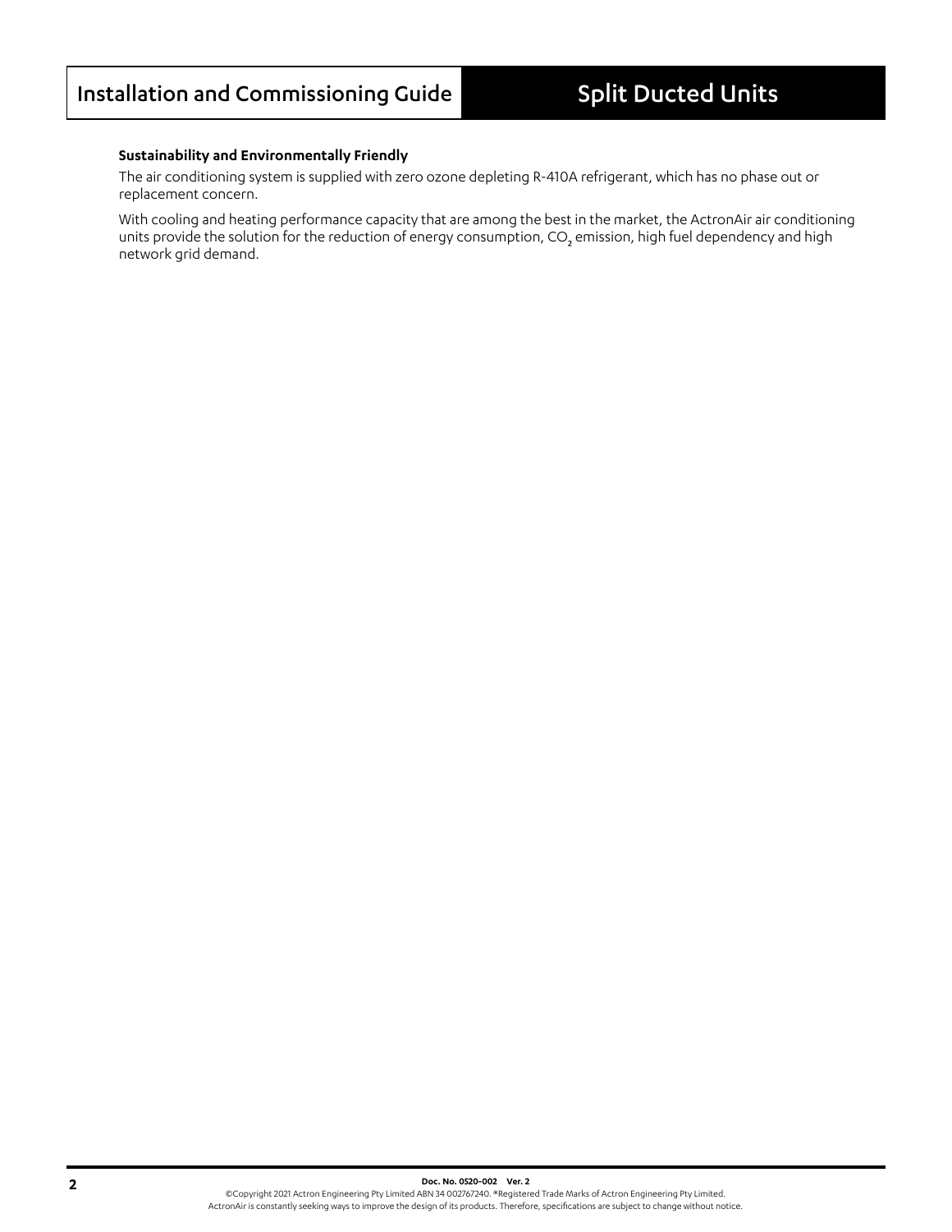**Sustainability and Environmentally Friendly**

The air conditioning system is supplied with zero ozone depleting R-410A refrigerant, which has no phase out or replacement concern.

With cooling and heating performance capacity that are among the best in the market, the ActronAir air conditioning units provide the solution for the reduction of energy consumption, $CO_2$ emission, high fuel dependency and high network grid demand.